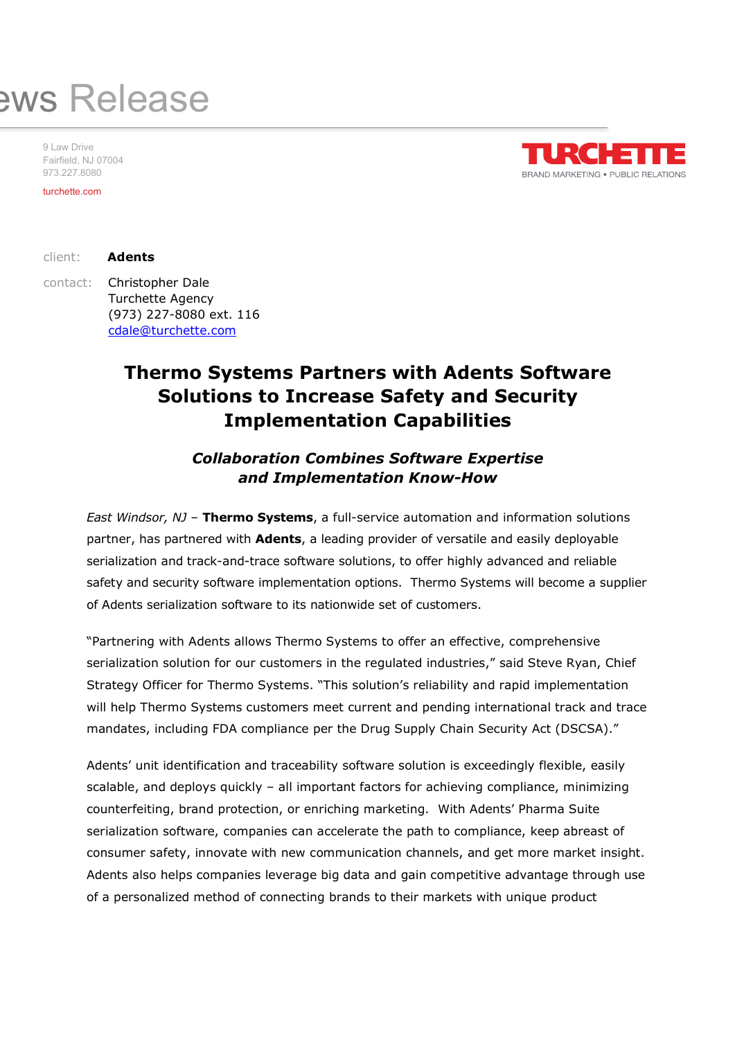# ews Release

9 Law Drive
Fairfield, NJ 07004
973.227.8080

turchette.com

TURCHETTE
BRAND MARKETING • PUBLIC RELATIONS

client: **Adents**

contact: Christopher Dale
Turchette Agency
(973) 227-8080 ext. 116
cdale@turchette.com

## Thermo Systems Partners with Adents Software Solutions to Increase Safety and Security Implementation Capabilities

### *Collaboration Combines Software Expertise and Implementation Know-How*

*East Windsor, NJ* – **Thermo Systems**, a full-service automation and information solutions partner, has partnered with **Adents**, a leading provider of versatile and easily deployable serialization and track-and-trace software solutions, to offer highly advanced and reliable safety and security software implementation options. Thermo Systems will become a supplier of Adents serialization software to its nationwide set of customers.

"Partnering with Adents allows Thermo Systems to offer an effective, comprehensive serialization solution for our customers in the regulated industries," said Steve Ryan, Chief Strategy Officer for Thermo Systems. "This solution's reliability and rapid implementation will help Thermo Systems customers meet current and pending international track and trace mandates, including FDA compliance per the Drug Supply Chain Security Act (DSCSA)."

Adents' unit identification and traceability software solution is exceedingly flexible, easily scalable, and deploys quickly – all important factors for achieving compliance, minimizing counterfeiting, brand protection, or enriching marketing. With Adents' Pharma Suite serialization software, companies can accelerate the path to compliance, keep abreast of consumer safety, innovate with new communication channels, and get more market insight. Adents also helps companies leverage big data and gain competitive advantage through use of a personalized method of connecting brands to their markets with unique product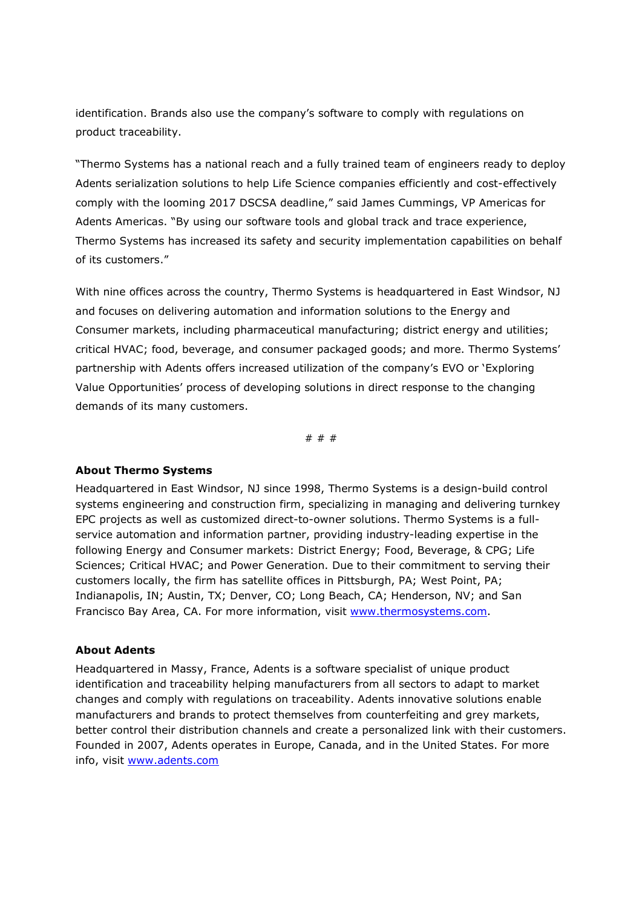identification. Brands also use the company's software to comply with regulations on product traceability.

"Thermo Systems has a national reach and a fully trained team of engineers ready to deploy Adents serialization solutions to help Life Science companies efficiently and cost-effectively comply with the looming 2017 DSCSA deadline," said James Cummings, VP Americas for Adents Americas. "By using our software tools and global track and trace experience, Thermo Systems has increased its safety and security implementation capabilities on behalf of its customers."

With nine offices across the country, Thermo Systems is headquartered in East Windsor, NJ and focuses on delivering automation and information solutions to the Energy and Consumer markets, including pharmaceutical manufacturing; district energy and utilities; critical HVAC; food, beverage, and consumer packaged goods; and more. Thermo Systems' partnership with Adents offers increased utilization of the company's EVO or 'Exploring Value Opportunities' process of developing solutions in direct response to the changing demands of its many customers.

# # #

**About Thermo Systems**

Headquartered in East Windsor, NJ since 1998, Thermo Systems is a design-build control systems engineering and construction firm, specializing in managing and delivering turnkey EPC projects as well as customized direct-to-owner solutions. Thermo Systems is a full-service automation and information partner, providing industry-leading expertise in the following Energy and Consumer markets: District Energy; Food, Beverage, & CPG; Life Sciences; Critical HVAC; and Power Generation. Due to their commitment to serving their customers locally, the firm has satellite offices in Pittsburgh, PA; West Point, PA; Indianapolis, IN; Austin, TX; Denver, CO; Long Beach, CA; Henderson, NV; and San Francisco Bay Area, CA. For more information, visit [www.thermosystems.com](http://www.thermosystems.com).

**About Adents**

Headquartered in Massy, France, Adents is a software specialist of unique product identification and traceability helping manufacturers from all sectors to adapt to market changes and comply with regulations on traceability. Adents innovative solutions enable manufacturers and brands to protect themselves from counterfeiting and grey markets, better control their distribution channels and create a personalized link with their customers. Founded in 2007, Adents operates in Europe, Canada, and in the United States. For more info, visit [www.adents.com](http://www.adents.com)